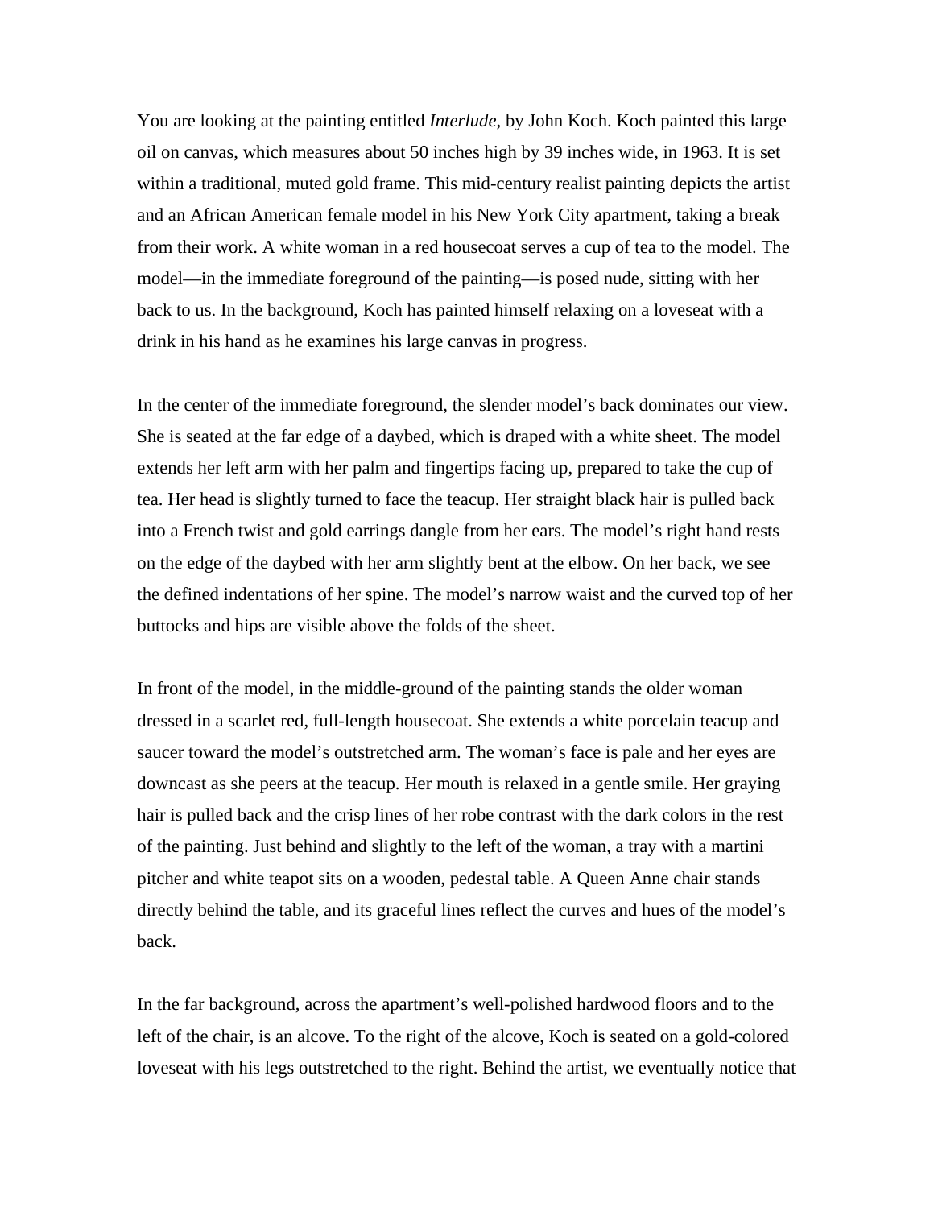You are looking at the painting entitled *Interlude*, by John Koch. Koch painted this large oil on canvas, which measures about 50 inches high by 39 inches wide, in 1963. It is set within a traditional, muted gold frame. This mid-century realist painting depicts the artist and an African American female model in his New York City apartment, taking a break from their work. A white woman in a red housecoat serves a cup of tea to the model. The model—in the immediate foreground of the painting—is posed nude, sitting with her back to us. In the background, Koch has painted himself relaxing on a loveseat with a drink in his hand as he examines his large canvas in progress.

In the center of the immediate foreground, the slender model's back dominates our view. She is seated at the far edge of a daybed, which is draped with a white sheet. The model extends her left arm with her palm and fingertips facing up, prepared to take the cup of tea. Her head is slightly turned to face the teacup. Her straight black hair is pulled back into a French twist and gold earrings dangle from her ears. The model's right hand rests on the edge of the daybed with her arm slightly bent at the elbow. On her back, we see the defined indentations of her spine. The model's narrow waist and the curved top of her buttocks and hips are visible above the folds of the sheet.

In front of the model, in the middle-ground of the painting stands the older woman dressed in a scarlet red, full-length housecoat. She extends a white porcelain teacup and saucer toward the model's outstretched arm. The woman's face is pale and her eyes are downcast as she peers at the teacup. Her mouth is relaxed in a gentle smile. Her graying hair is pulled back and the crisp lines of her robe contrast with the dark colors in the rest of the painting. Just behind and slightly to the left of the woman, a tray with a martini pitcher and white teapot sits on a wooden, pedestal table. A Queen Anne chair stands directly behind the table, and its graceful lines reflect the curves and hues of the model's back.

In the far background, across the apartment's well-polished hardwood floors and to the left of the chair, is an alcove. To the right of the alcove, Koch is seated on a gold-colored loveseat with his legs outstretched to the right. Behind the artist, we eventually notice that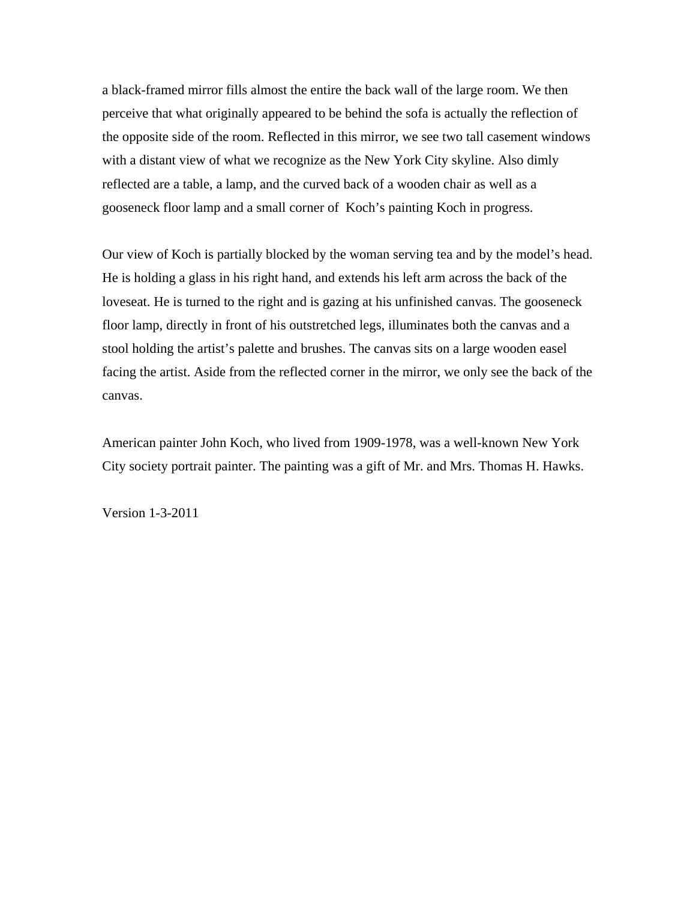a black-framed mirror fills almost the entire the back wall of the large room. We then perceive that what originally appeared to be behind the sofa is actually the reflection of the opposite side of the room. Reflected in this mirror, we see two tall casement windows with a distant view of what we recognize as the New York City skyline. Also dimly reflected are a table, a lamp, and the curved back of a wooden chair as well as a gooseneck floor lamp and a small corner of  Koch's painting Koch in progress.

Our view of Koch is partially blocked by the woman serving tea and by the model's head. He is holding a glass in his right hand, and extends his left arm across the back of the loveseat. He is turned to the right and is gazing at his unfinished canvas. The gooseneck floor lamp, directly in front of his outstretched legs, illuminates both the canvas and a stool holding the artist's palette and brushes. The canvas sits on a large wooden easel facing the artist. Aside from the reflected corner in the mirror, we only see the back of the canvas.

American painter John Koch, who lived from 1909-1978, was a well-known New York City society portrait painter. The painting was a gift of Mr. and Mrs. Thomas H. Hawks.

Version 1-3-2011